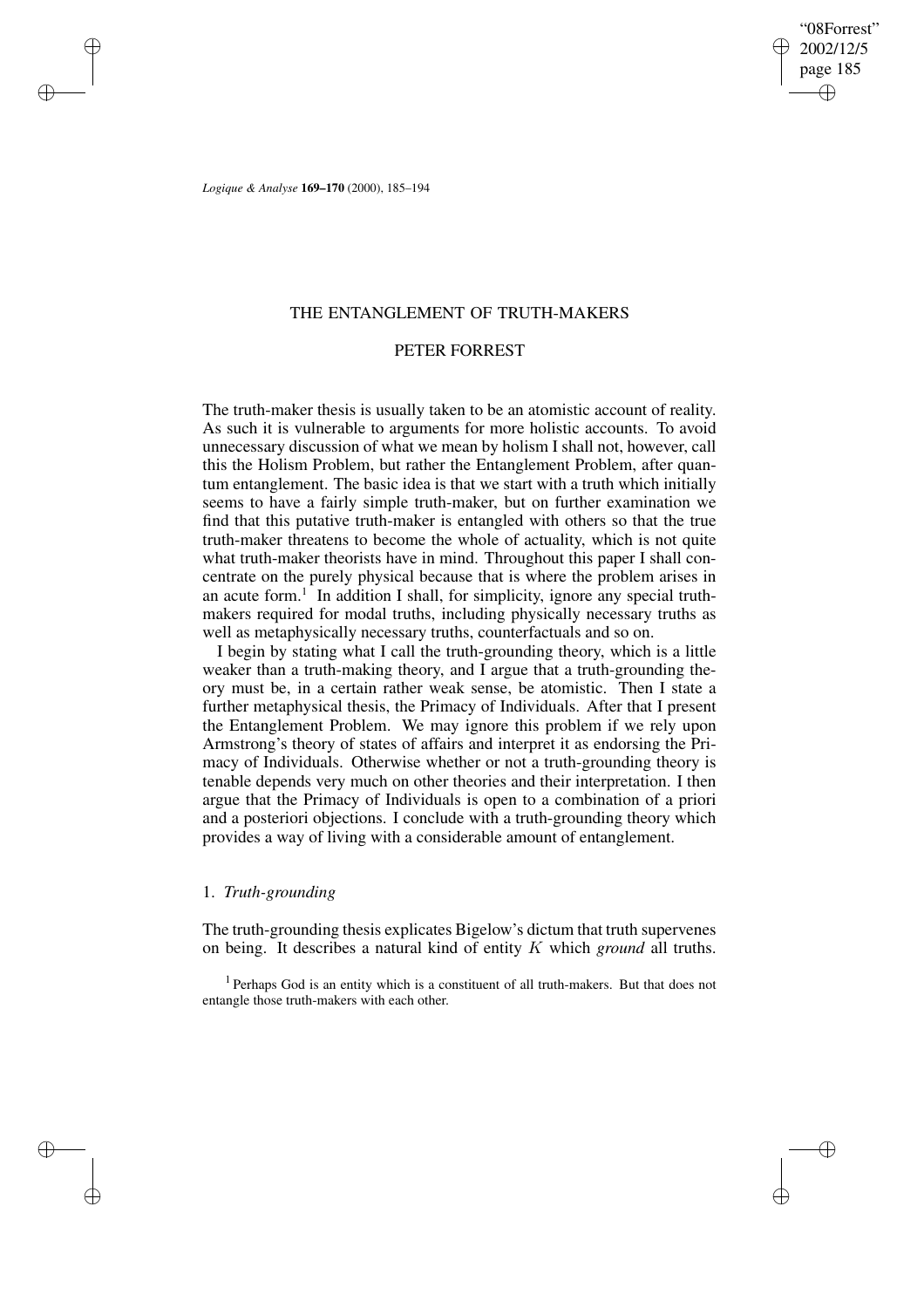# THE ENTANGLEMENT OF TRUTH-MAKERS

## PETER FORREST

The truth-maker thesis is usually taken to be an atomistic account of reality. As such it is vulnerable to arguments for more holistic accounts. To avoid unnecessary discussion of what we mean by holism I shall not, however, call this the Holism Problem, but rather the Entanglement Problem, after quantum entanglement. The basic idea is that we start with a truth which initially seems to have a fairly simple truth-maker, but on further examination we find that this putative truth-maker is entangled with others so that the true truth-maker threatens to become the whole of actuality, which is not quite what truth-maker theorists have in mind. Throughout this paper I shall concentrate on the purely physical because that is where the problem arises in an acute form.[1] In addition I shall, for simplicity, ignore any special truth-makers required for modal truths, including physically necessary truths as well as metaphysically necessary truths, counterfactuals and so on.

I begin by stating what I call the truth-grounding theory, which is a little weaker than a truth-making theory, and I argue that a truth-grounding theory must be, in a certain rather weak sense, be atomistic. Then I state a further metaphysical thesis, the Primacy of Individuals. After that I present the Entanglement Problem. We may ignore this problem if we rely upon Armstrong's theory of states of affairs and interpret it as endorsing the Primacy of Individuals. Otherwise whether or not a truth-grounding theory is tenable depends very much on other theories and their interpretation. I then argue that the Primacy of Individuals is open to a combination of a priori and a posteriori objections. I conclude with a truth-grounding theory which provides a way of living with a considerable amount of entanglement.

### 1. *Truth-grounding*

The truth-grounding thesis explicates Bigelow's dictum that truth supervenes on being. It describes a natural kind of entity $K$ which *ground* all truths.

[1] Perhaps God is an entity which is a constituent of all truth-makers. But that does not entangle those truth-makers with each other.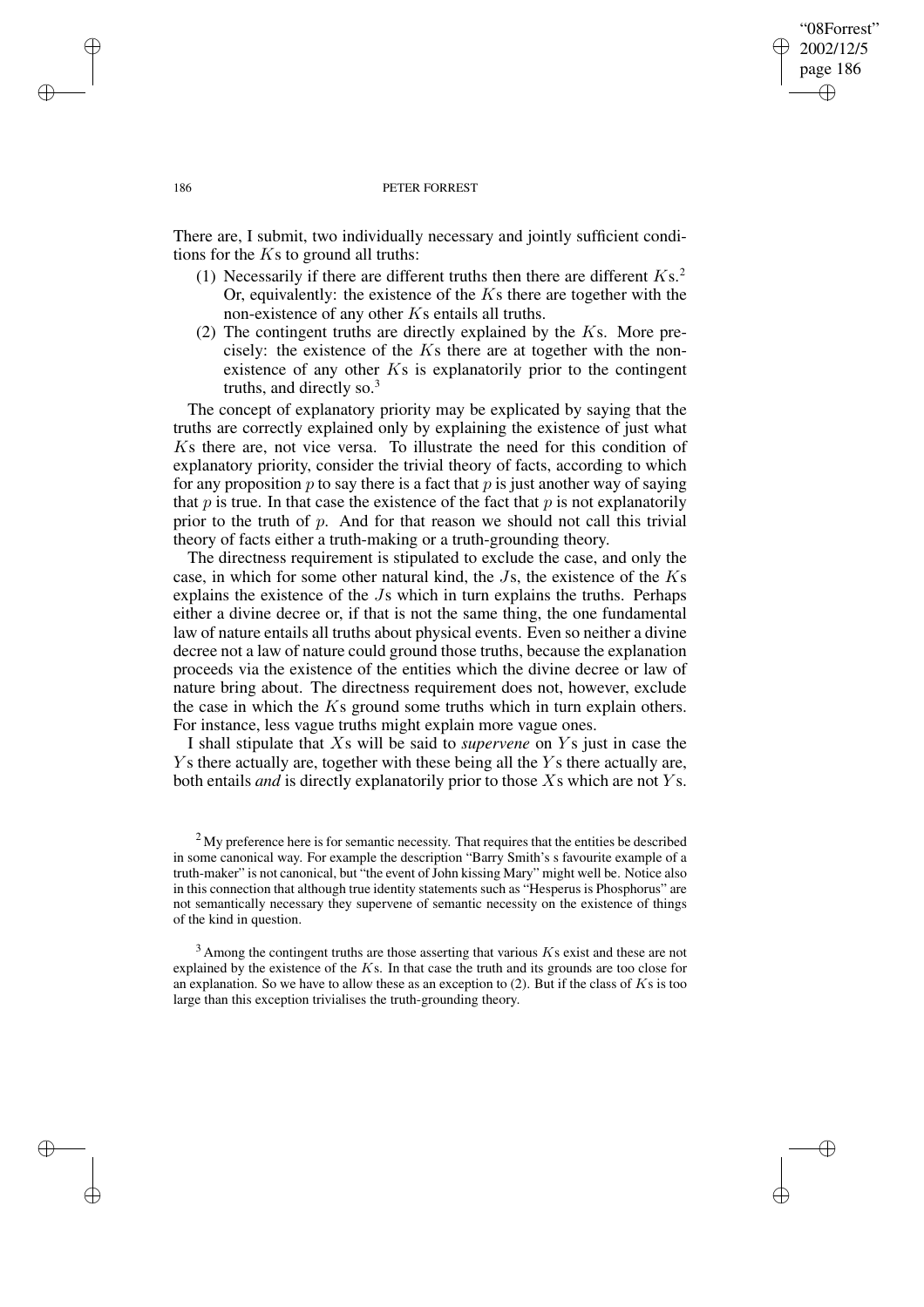There are, I submit, two individually necessary and jointly sufficient conditions for the $K$s to ground all truths:

(1) Necessarily if there are different truths then there are different $K$s.[2] Or, equivalently: the existence of the $K$s there are together with the non-existence of any other $K$s entails all truths.

(2) The contingent truths are directly explained by the $K$s. More precisely: the existence of the $K$s there are at together with the non-existence of any other $K$s is explanatorily prior to the contingent truths, and directly so.[3]

The concept of explanatory priority may be explicated by saying that the truths are correctly explained only by explaining the existence of just what $K$s there are, not vice versa. To illustrate the need for this condition of explanatory priority, consider the trivial theory of facts, according to which for any proposition $p$ to say there is a fact that $p$ is just another way of saying that $p$ is true. In that case the existence of the fact that $p$ is not explanatorily prior to the truth of $p$. And for that reason we should not call this trivial theory of facts either a truth-making or a truth-grounding theory.

The directness requirement is stipulated to exclude the case, and only the case, in which for some other natural kind, the $J$s, the existence of the $K$s explains the existence of the $J$s which in turn explains the truths. Perhaps either a divine decree or, if that is not the same thing, the one fundamental law of nature entails all truths about physical events. Even so neither a divine decree not a law of nature could ground those truths, because the explanation proceeds via the existence of the entities which the divine decree or law of nature bring about. The directness requirement does not, however, exclude the case in which the $K$s ground some truths which in turn explain others. For instance, less vague truths might explain more vague ones.

I shall stipulate that $X$s will be said to *supervene* on $Y$s just in case the $Y$s there actually are, together with these being all the $Y$s there actually are, both entails *and* is directly explanatorily prior to those $X$s which are not $Y$s.

[2] My preference here is for semantic necessity. That requires that the entities be described in some canonical way. For example the description "Barry Smith's s favourite example of a truth-maker" is not canonical, but "the event of John kissing Mary" might well be. Notice also in this connection that although true identity statements such as "Hesperus is Phosphorus" are not semantically necessary they supervene of semantic necessity on the existence of things of the kind in question.

[3] Among the contingent truths are those asserting that various $K$s exist and these are not explained by the existence of the $K$s. In that case the truth and its grounds are too close for an explanation. So we have to allow these as an exception to (2). But if the class of $K$s is too large than this exception trivialises the truth-grounding theory.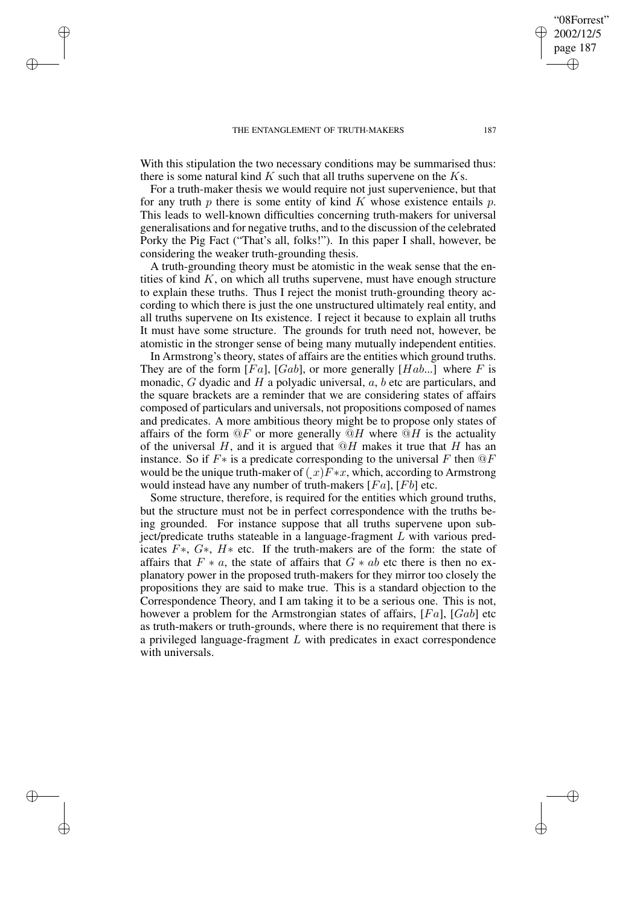With this stipulation the two necessary conditions may be summarised thus: there is some natural kind $K$ such that all truths supervene on the $K$s.

For a truth-maker thesis we would require not just supervenience, but that for any truth $p$ there is some entity of kind $K$ whose existence entails $p$. This leads to well-known difficulties concerning truth-makers for universal generalisations and for negative truths, and to the discussion of the celebrated Porky the Pig Fact ("That's all, folks!"). In this paper I shall, however, be considering the weaker truth-grounding thesis.

A truth-grounding theory must be atomistic in the weak sense that the entities of kind $K$, on which all truths supervene, must have enough structure to explain these truths. Thus I reject the monist truth-grounding theory according to which there is just the one unstructured ultimately real entity, and all truths supervene on Its existence. I reject it because to explain all truths It must have some structure. The grounds for truth need not, however, be atomistic in the stronger sense of being many mutually independent entities.

In Armstrong's theory, states of affairs are the entities which ground truths. They are of the form $[Fa]$, $[Gab]$, or more generally $[Hab...]$ where $F$ is monadic, $G$ dyadic and $H$ a polyadic universal, $a$, $b$ etc are particulars, and the square brackets are a reminder that we are considering states of affairs composed of particulars and universals, not propositions composed of names and predicates. A more ambitious theory might be to propose only states of affairs of the form $@F$ or more generally $@H$ where $@H$ is the actuality of the universal $H$, and it is argued that $@H$ makes it true that $H$ has an instance. So if $F*$ is a predicate corresponding to the universal $F$ then $@F$ would be the unique truth-maker of $(\exists x)F{*}x$, which, according to Armstrong would instead have any number of truth-makers $[Fa]$, $[Fb]$ etc.

Some structure, therefore, is required for the entities which ground truths, but the structure must not be in perfect correspondence with the truths being grounded. For instance suppose that all truths supervene upon subject/predicate truths stateable in a language-fragment $L$ with various predicates $F*$, $G*$, $H*$ etc. If the truth-makers are of the form: the state of affairs that $F * a$, the state of affairs that $G * ab$ etc there is then no explanatory power in the proposed truth-makers for they mirror too closely the propositions they are said to make true. This is a standard objection to the Correspondence Theory, and I am taking it to be a serious one. This is not, however a problem for the Armstrongian states of affairs, $[Fa]$, $[Gab]$ etc as truth-makers or truth-grounds, where there is no requirement that there is a privileged language-fragment $L$ with predicates in exact correspondence with universals.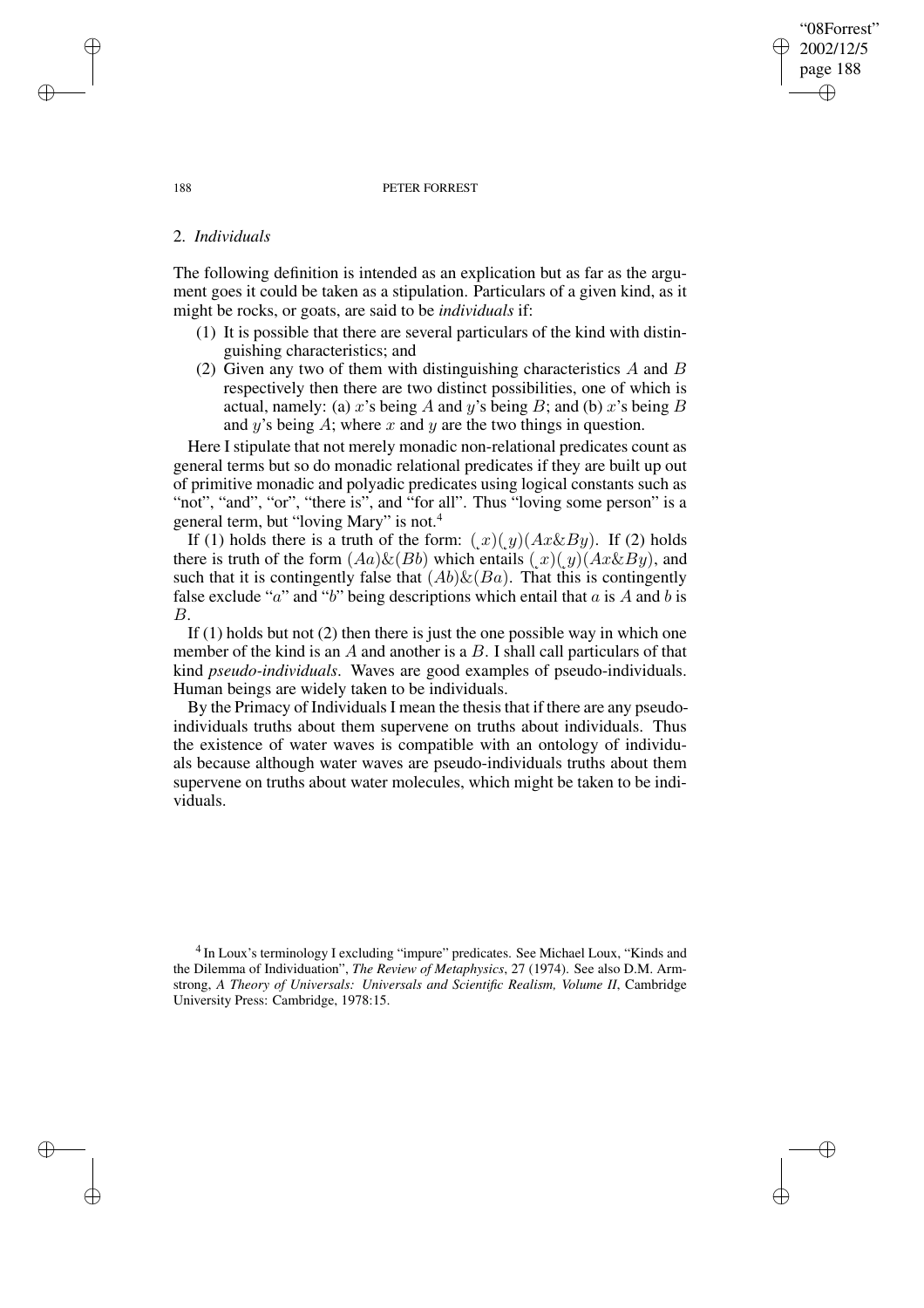## 2. *Individuals*

The following definition is intended as an explication but as far as the argument goes it could be taken as a stipulation. Particulars of a given kind, as it might be rocks, or goats, are said to be *individuals* if:

1. It is possible that there are several particulars of the kind with distinguishing characteristics; and
2. Given any two of them with distinguishing characteristics $A$ and $B$ respectively then there are two distinct possibilities, one of which is actual, namely: (a) $x$'s being $A$ and $y$'s being $B$; and (b) $x$'s being $B$ and $y$'s being $A$; where $x$ and $y$ are the two things in question.

Here I stipulate that not merely monadic non-relational predicates count as general terms but so do monadic relational predicates if they are built up out of primitive monadic and polyadic predicates using logical constants such as "not", "and", "or", "there is", and "for all". Thus "loving some person" is a general term, but "loving Mary" is not.[4]

If (1) holds there is a truth of the form: $(\exists x)(\exists y)(Ax \& By)$. If (2) holds there is truth of the form $(Aa)\&(Bb)$ which entails $(\exists x)(\exists y)(Ax\&By)$, and such that it is contingently false that $(Ab)\&(Ba)$. That this is contingently false exclude "$a$" and "$b$" being descriptions which entail that $a$ is $A$ and $b$ is $B$.

If (1) holds but not (2) then there is just the one possible way in which one member of the kind is an $A$ and another is a $B$. I shall call particulars of that kind *pseudo-individuals*. Waves are good examples of pseudo-individuals. Human beings are widely taken to be individuals.

By the Primacy of Individuals I mean the thesis that if there are any pseudo-individuals truths about them supervene on truths about individuals. Thus the existence of water waves is compatible with an ontology of individuals because although water waves are pseudo-individuals truths about them supervene on truths about water molecules, which might be taken to be individuals.

[4] In Loux's terminology I excluding "impure" predicates. See Michael Loux, "Kinds and the Dilemma of Individuation", *The Review of Metaphysics*, 27 (1974). See also D.M. Armstrong, *A Theory of Universals: Universals and Scientific Realism, Volume II*, Cambridge University Press: Cambridge, 1978:15.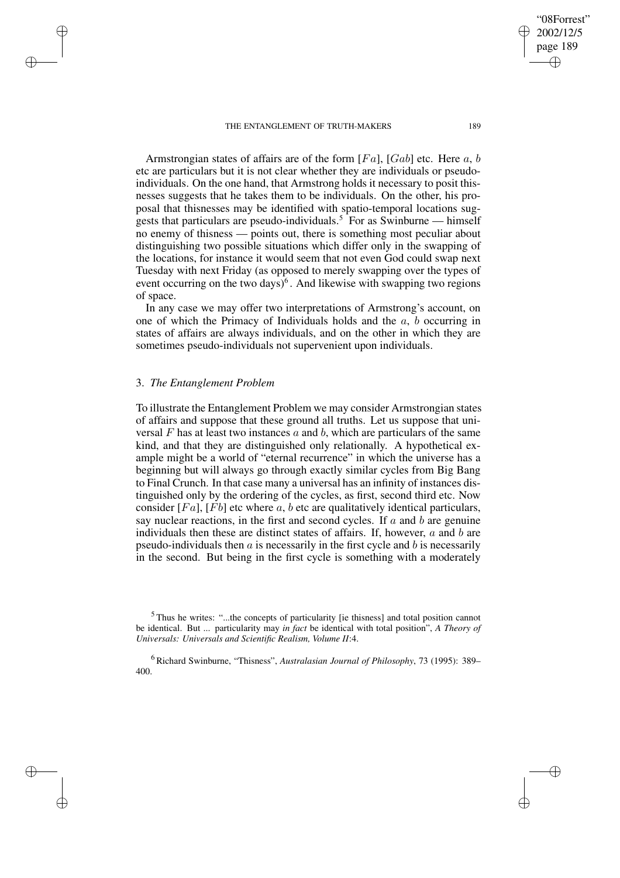Armstrongian states of affairs are of the form $[Fa]$, $[Gab]$ etc. Here $a$, $b$ etc are particulars but it is not clear whether they are individuals or pseudo-individuals. On the one hand, that Armstrong holds it necessary to posit thisnesses suggests that he takes them to be individuals. On the other, his proposal that thisnesses may be identified with spatio-temporal locations suggests that particulars are pseudo-individuals.[5] For as Swinburne — himself no enemy of thisness — points out, there is something most peculiar about distinguishing two possible situations which differ only in the swapping of the locations, for instance it would seem that not even God could swap next Tuesday with next Friday (as opposed to merely swapping over the types of event occurring on the two days)[6]. And likewise with swapping two regions of space.

In any case we may offer two interpretations of Armstrong's account, on one of which the Primacy of Individuals holds and the $a$, $b$ occurring in states of affairs are always individuals, and on the other in which they are sometimes pseudo-individuals not supervenient upon individuals.

### 3. *The Entanglement Problem*

To illustrate the Entanglement Problem we may consider Armstrongian states of affairs and suppose that these ground all truths. Let us suppose that universal $F$ has at least two instances $a$ and $b$, which are particulars of the same kind, and that they are distinguished only relationally. A hypothetical example might be a world of "eternal recurrence" in which the universe has a beginning but will always go through exactly similar cycles from Big Bang to Final Crunch. In that case many a universal has an infinity of instances distinguished only by the ordering of the cycles, as first, second third etc. Now consider $[Fa]$, $[Fb]$ etc where $a$, $b$ etc are qualitatively identical particulars, say nuclear reactions, in the first and second cycles. If $a$ and $b$ are genuine individuals then these are distinct states of affairs. If, however, $a$ and $b$ are pseudo-individuals then $a$ is necessarily in the first cycle and $b$ is necessarily in the second. But being in the first cycle is something with a moderately

---

[5] Thus he writes: "...the concepts of particularity [ie thisness] and total position cannot be identical. But ... particularity may *in fact* be identical with total position", *A Theory of Universals: Universals and Scientific Realism, Volume II*:4.

[6] Richard Swinburne, "Thisness", *Australasian Journal of Philosophy*, 73 (1995): 389–400.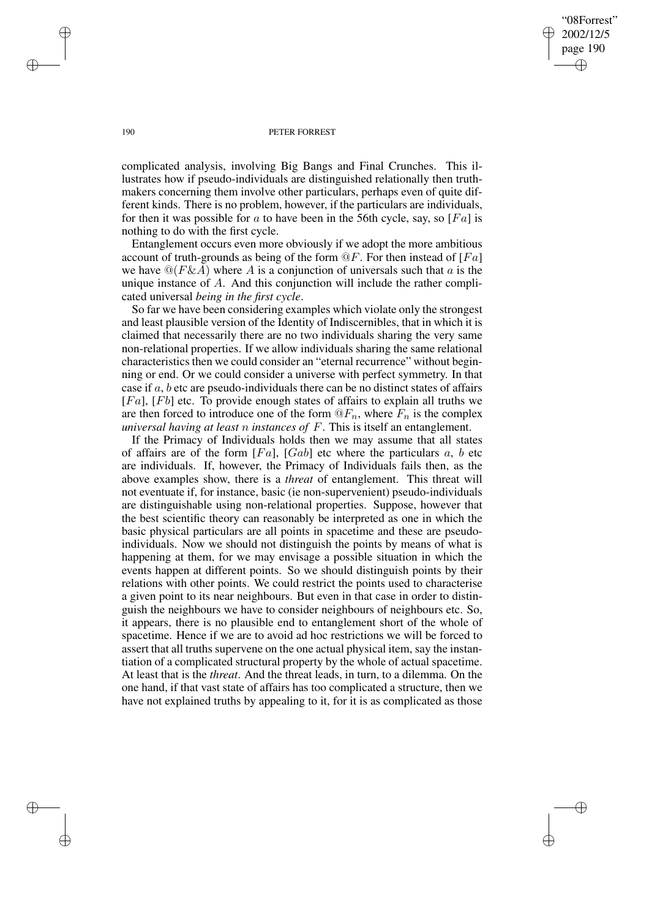complicated analysis, involving Big Bangs and Final Crunches. This illustrates how if pseudo-individuals are distinguished relationally then truth-makers concerning them involve other particulars, perhaps even of quite different kinds. There is no problem, however, if the particulars are individuals, for then it was possible for $a$ to have been in the 56th cycle, say, so $[Fa]$ is nothing to do with the first cycle.

Entanglement occurs even more obviously if we adopt the more ambitious account of truth-grounds as being of the form $@F$. For then instead of $[Fa]$ we have $@(F\&A)$ where $A$ is a conjunction of universals such that $a$ is the unique instance of $A$. And this conjunction will include the rather complicated universal *being in the first cycle*.

So far we have been considering examples which violate only the strongest and least plausible version of the Identity of Indiscernibles, that in which it is claimed that necessarily there are no two individuals sharing the very same non-relational properties. If we allow individuals sharing the same relational characteristics then we could consider an "eternal recurrence" without beginning or end. Or we could consider a universe with perfect symmetry. In that case if $a$, $b$ etc are pseudo-individuals there can be no distinct states of affairs $[Fa]$, $[Fb]$ etc. To provide enough states of affairs to explain all truths we are then forced to introduce one of the form $@F_n$, where $F_n$ is the complex *universal having at least* $n$ *instances of* $F$. This is itself an entanglement.

If the Primacy of Individuals holds then we may assume that all states of affairs are of the form $[Fa]$, $[Gab]$ etc where the particulars $a$, $b$ etc are individuals. If, however, the Primacy of Individuals fails then, as the above examples show, there is a *threat* of entanglement. This threat will not eventuate if, for instance, basic (ie non-supervenient) pseudo-individuals are distinguishable using non-relational properties. Suppose, however that the best scientific theory can reasonably be interpreted as one in which the basic physical particulars are all points in spacetime and these are pseudo-individuals. Now we should not distinguish the points by means of what is happening at them, for we may envisage a possible situation in which the events happen at different points. So we should distinguish points by their relations with other points. We could restrict the points used to characterise a given point to its near neighbours. But even in that case in order to distinguish the neighbours we have to consider neighbours of neighbours etc. So, it appears, there is no plausible end to entanglement short of the whole of spacetime. Hence if we are to avoid ad hoc restrictions we will be forced to assert that all truths supervene on the one actual physical item, say the instantiation of a complicated structural property by the whole of actual spacetime. At least that is the *threat*. And the threat leads, in turn, to a dilemma. On the one hand, if that vast state of affairs has too complicated a structure, then we have not explained truths by appealing to it, for it is as complicated as those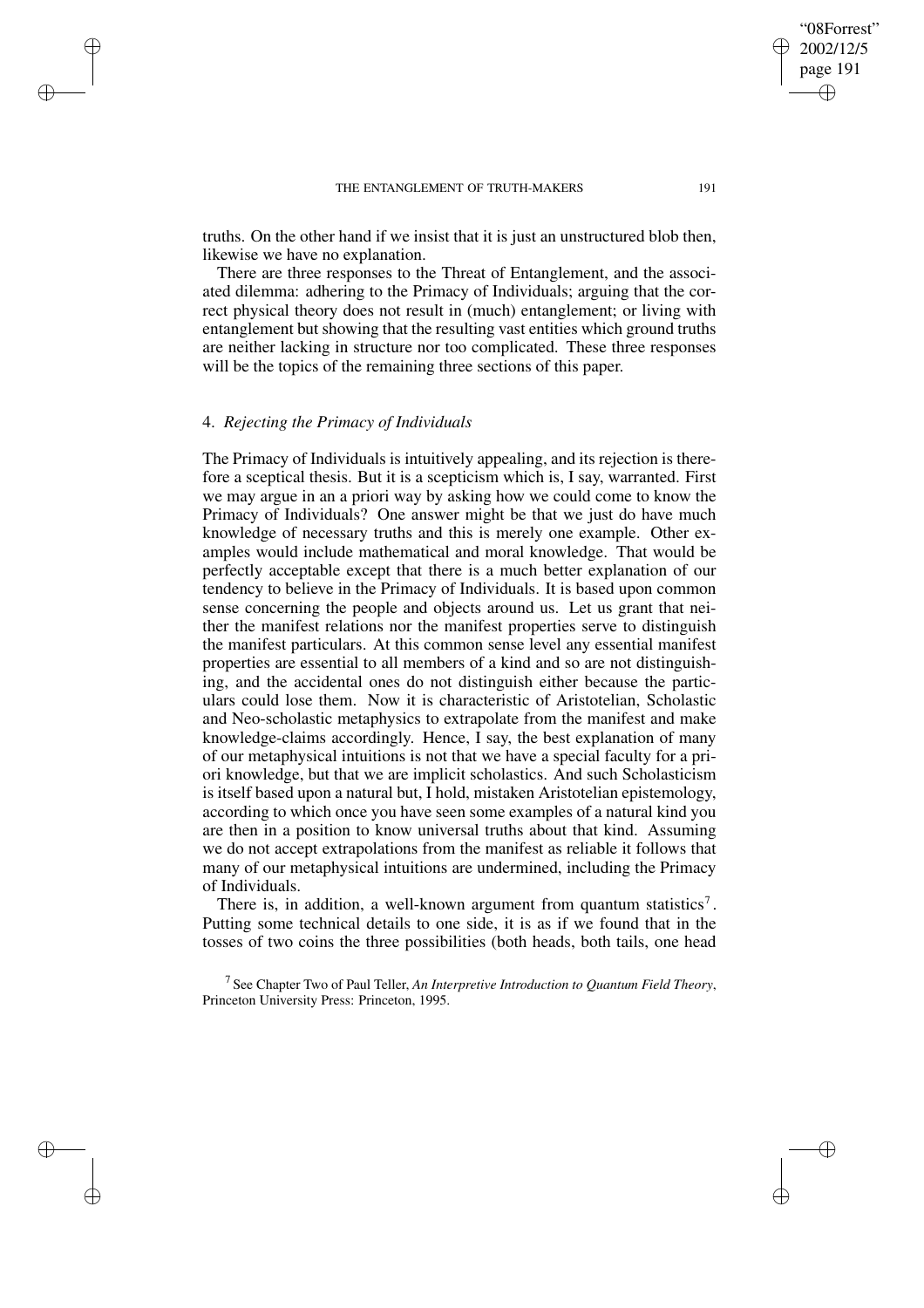truths. On the other hand if we insist that it is just an unstructured blob then, likewise we have no explanation.

There are three responses to the Threat of Entanglement, and the associated dilemma: adhering to the Primacy of Individuals; arguing that the correct physical theory does not result in (much) entanglement; or living with entanglement but showing that the resulting vast entities which ground truths are neither lacking in structure nor too complicated. These three responses will be the topics of the remaining three sections of this paper.

## 4. *Rejecting the Primacy of Individuals*

The Primacy of Individuals is intuitively appealing, and its rejection is therefore a sceptical thesis. But it is a scepticism which is, I say, warranted. First we may argue in an a priori way by asking how we could come to know the Primacy of Individuals? One answer might be that we just do have much knowledge of necessary truths and this is merely one example. Other examples would include mathematical and moral knowledge. That would be perfectly acceptable except that there is a much better explanation of our tendency to believe in the Primacy of Individuals. It is based upon common sense concerning the people and objects around us. Let us grant that neither the manifest relations nor the manifest properties serve to distinguish the manifest particulars. At this common sense level any essential manifest properties are essential to all members of a kind and so are not distinguishing, and the accidental ones do not distinguish either because the particulars could lose them. Now it is characteristic of Aristotelian, Scholastic and Neo-scholastic metaphysics to extrapolate from the manifest and make knowledge-claims accordingly. Hence, I say, the best explanation of many of our metaphysical intuitions is not that we have a special faculty for a priori knowledge, but that we are implicit scholastics. And such Scholasticism is itself based upon a natural but, I hold, mistaken Aristotelian epistemology, according to which once you have seen some examples of a natural kind you are then in a position to know universal truths about that kind. Assuming we do not accept extrapolations from the manifest as reliable it follows that many of our metaphysical intuitions are undermined, including the Primacy of Individuals.

There is, in addition, a well-known argument from quantum statistics[7]. Putting some technical details to one side, it is as if we found that in the tosses of two coins the three possibilities (both heads, both tails, one head

[7] See Chapter Two of Paul Teller, *An Interpretive Introduction to Quantum Field Theory*, Princeton University Press: Princeton, 1995.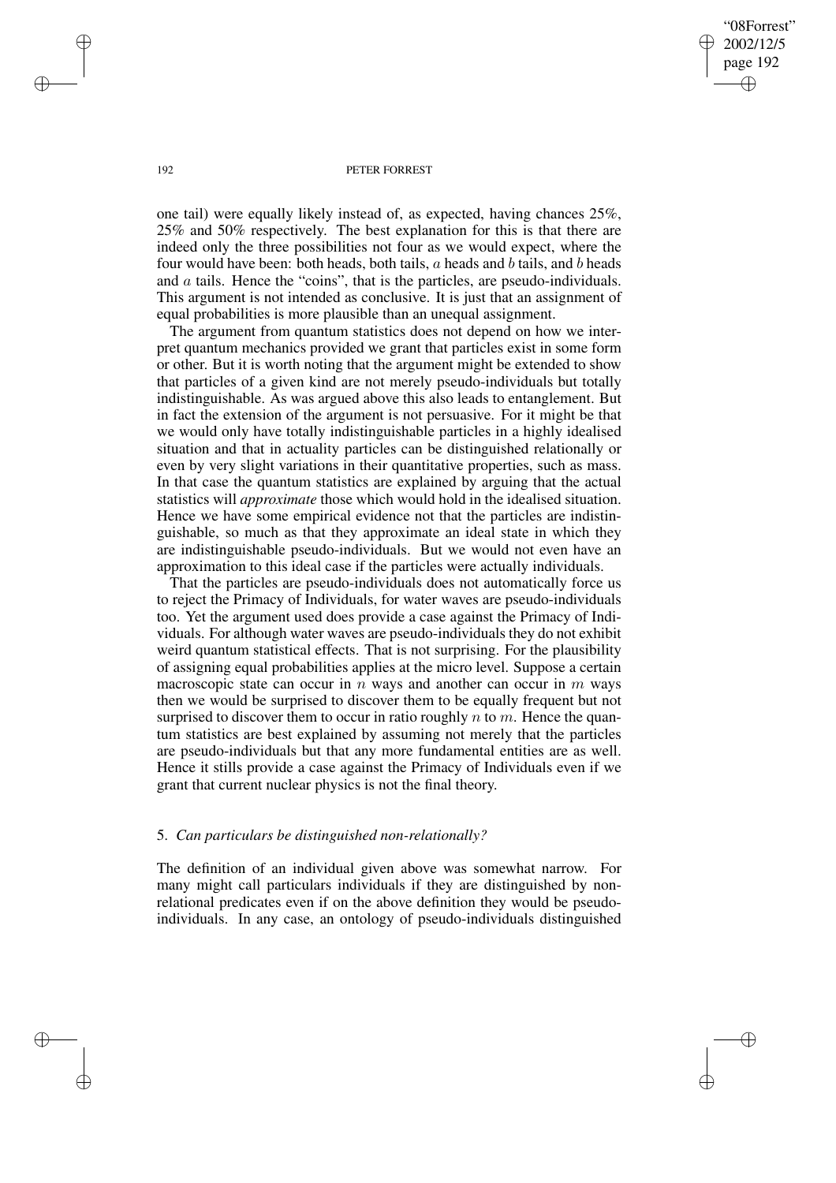one tail) were equally likely instead of, as expected, having chances 25%, 25% and 50% respectively. The best explanation for this is that there are indeed only the three possibilities not four as we would expect, where the four would have been: both heads, both tails, $a$ heads and $b$ tails, and $b$ heads and $a$ tails. Hence the "coins", that is the particles, are pseudo-individuals. This argument is not intended as conclusive. It is just that an assignment of equal probabilities is more plausible than an unequal assignment.

The argument from quantum statistics does not depend on how we interpret quantum mechanics provided we grant that particles exist in some form or other. But it is worth noting that the argument might be extended to show that particles of a given kind are not merely pseudo-individuals but totally indistinguishable. As was argued above this also leads to entanglement. But in fact the extension of the argument is not persuasive. For it might be that we would only have totally indistinguishable particles in a highly idealised situation and that in actuality particles can be distinguished relationally or even by very slight variations in their quantitative properties, such as mass. In that case the quantum statistics are explained by arguing that the actual statistics will *approximate* those which would hold in the idealised situation. Hence we have some empirical evidence not that the particles are indistinguishable, so much as that they approximate an ideal state in which they are indistinguishable pseudo-individuals. But we would not even have an approximation to this ideal case if the particles were actually individuals.

That the particles are pseudo-individuals does not automatically force us to reject the Primacy of Individuals, for water waves are pseudo-individuals too. Yet the argument used does provide a case against the Primacy of Individuals. For although water waves are pseudo-individuals they do not exhibit weird quantum statistical effects. That is not surprising. For the plausibility of assigning equal probabilities applies at the micro level. Suppose a certain macroscopic state can occur in $n$ ways and another can occur in $m$ ways then we would be surprised to discover them to be equally frequent but not surprised to discover them to occur in ratio roughly $n$ to $m$. Hence the quantum statistics are best explained by assuming not merely that the particles are pseudo-individuals but that any more fundamental entities are as well. Hence it stills provide a case against the Primacy of Individuals even if we grant that current nuclear physics is not the final theory.

## 5. *Can particulars be distinguished non-relationally?*

The definition of an individual given above was somewhat narrow. For many might call particulars individuals if they are distinguished by non-relational predicates even if on the above definition they would be pseudo-individuals. In any case, an ontology of pseudo-individuals distinguished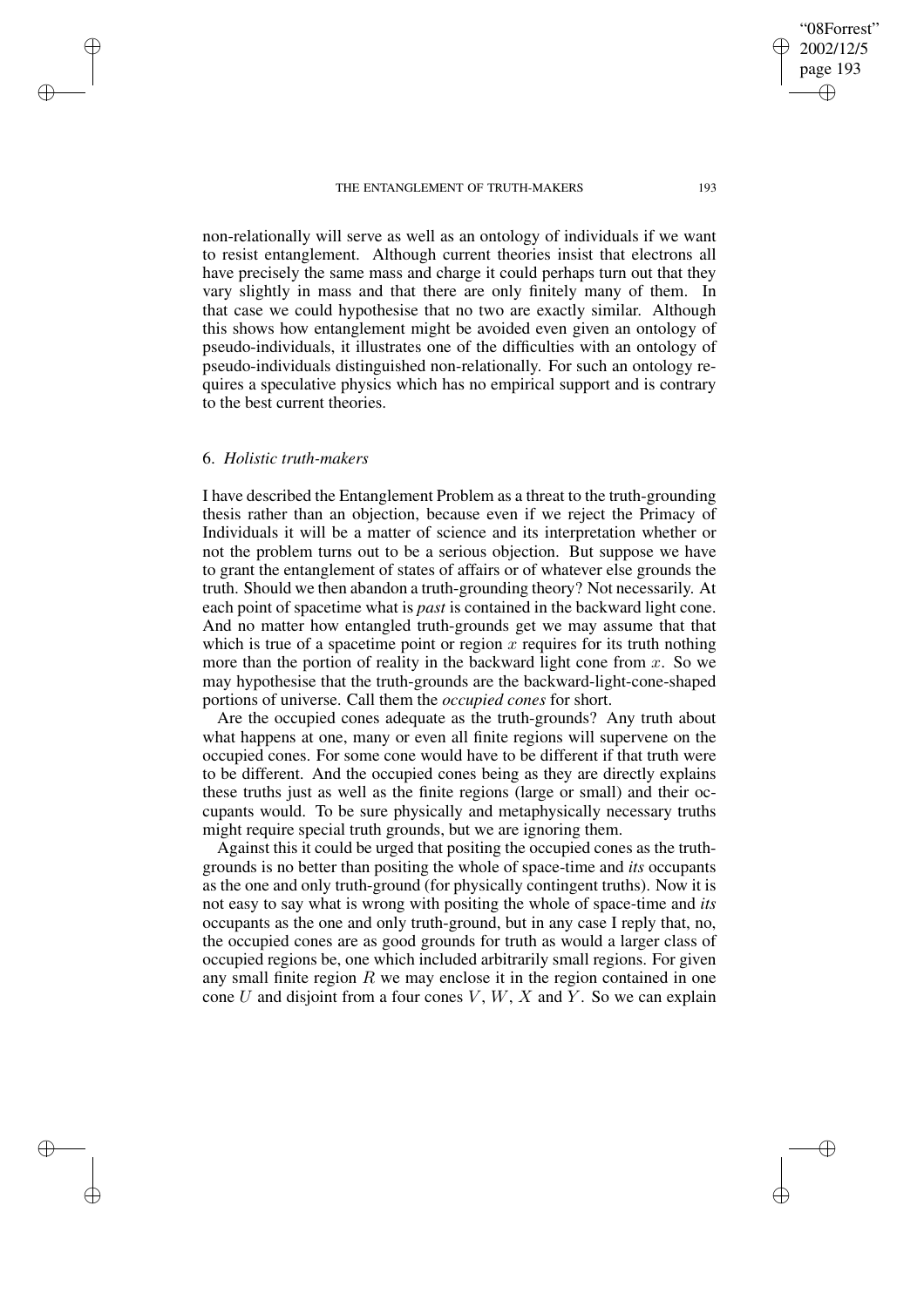non-relationally will serve as well as an ontology of individuals if we want to resist entanglement. Although current theories insist that electrons all have precisely the same mass and charge it could perhaps turn out that they vary slightly in mass and that there are only finitely many of them. In that case we could hypothesise that no two are exactly similar. Although this shows how entanglement might be avoided even given an ontology of pseudo-individuals, it illustrates one of the difficulties with an ontology of pseudo-individuals distinguished non-relationally. For such an ontology requires a speculative physics which has no empirical support and is contrary to the best current theories.

## 6. *Holistic truth-makers*

I have described the Entanglement Problem as a threat to the truth-grounding thesis rather than an objection, because even if we reject the Primacy of Individuals it will be a matter of science and its interpretation whether or not the problem turns out to be a serious objection. But suppose we have to grant the entanglement of states of affairs or of whatever else grounds the truth. Should we then abandon a truth-grounding theory? Not necessarily. At each point of spacetime what is *past* is contained in the backward light cone. And no matter how entangled truth-grounds get we may assume that that which is true of a spacetime point or region $x$ requires for its truth nothing more than the portion of reality in the backward light cone from $x$. So we may hypothesise that the truth-grounds are the backward-light-cone-shaped portions of universe. Call them the *occupied cones* for short.

Are the occupied cones adequate as the truth-grounds? Any truth about what happens at one, many or even all finite regions will supervene on the occupied cones. For some cone would have to be different if that truth were to be different. And the occupied cones being as they are directly explains these truths just as well as the finite regions (large or small) and their occupants would. To be sure physically and metaphysically necessary truths might require special truth grounds, but we are ignoring them.

Against this it could be urged that positing the occupied cones as the truth-grounds is no better than positing the whole of space-time and *its* occupants as the one and only truth-ground (for physically contingent truths). Now it is not easy to say what is wrong with positing the whole of space-time and *its* occupants as the one and only truth-ground, but in any case I reply that, no, the occupied cones are as good grounds for truth as would a larger class of occupied regions be, one which included arbitrarily small regions. For given any small finite region $R$ we may enclose it in the region contained in one cone $U$ and disjoint from a four cones $V$, $W$, $X$ and $Y$. So we can explain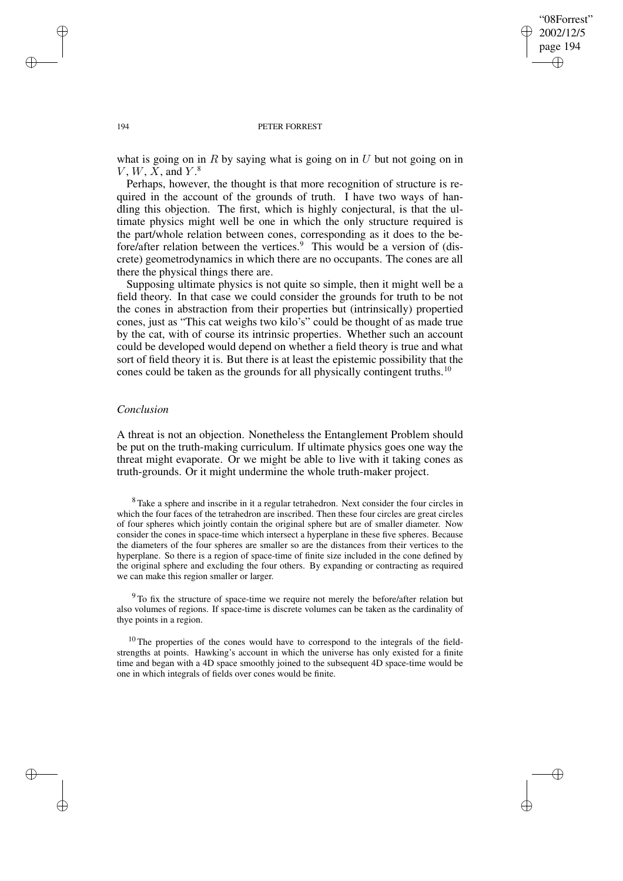what is going on in $R$ by saying what is going on in $U$ but not going on in $V$, $W$, $X$, and $Y$.[8]

Perhaps, however, the thought is that more recognition of structure is required in the account of the grounds of truth. I have two ways of handling this objection. The first, which is highly conjectural, is that the ultimate physics might well be one in which the only structure required is the part/whole relation between cones, corresponding as it does to the before/after relation between the vertices.[9] This would be a version of (discrete) geometrodynamics in which there are no occupants. The cones are all there the physical things there are.

Supposing ultimate physics is not quite so simple, then it might well be a field theory. In that case we could consider the grounds for truth to be not the cones in abstraction from their properties but (intrinsically) propertied cones, just as "This cat weighs two kilo's" could be thought of as made true by the cat, with of course its intrinsic properties. Whether such an account could be developed would depend on whether a field theory is true and what sort of field theory it is. But there is at least the epistemic possibility that the cones could be taken as the grounds for all physically contingent truths.[10]

### *Conclusion*

A threat is not an objection. Nonetheless the Entanglement Problem should be put on the truth-making curriculum. If ultimate physics goes one way the threat might evaporate. Or we might be able to live with it taking cones as truth-grounds. Or it might undermine the whole truth-maker project.

[8] Take a sphere and inscribe in it a regular tetrahedron. Next consider the four circles in which the four faces of the tetrahedron are inscribed. Then these four circles are great circles of four spheres which jointly contain the original sphere but are of smaller diameter. Now consider the cones in space-time which intersect a hyperplane in these five spheres. Because the diameters of the four spheres are smaller so are the distances from their vertices to the hyperplane. So there is a region of space-time of finite size included in the cone defined by the original sphere and excluding the four others. By expanding or contracting as required we can make this region smaller or larger.

[9] To fix the structure of space-time we require not merely the before/after relation but also volumes of regions. If space-time is discrete volumes can be taken as the cardinality of thye points in a region.

[10] The properties of the cones would have to correspond to the integrals of the field-strengths at points. Hawking's account in which the universe has only existed for a finite time and began with a 4D space smoothly joined to the subsequent 4D space-time would be one in which integrals of fields over cones would be finite.